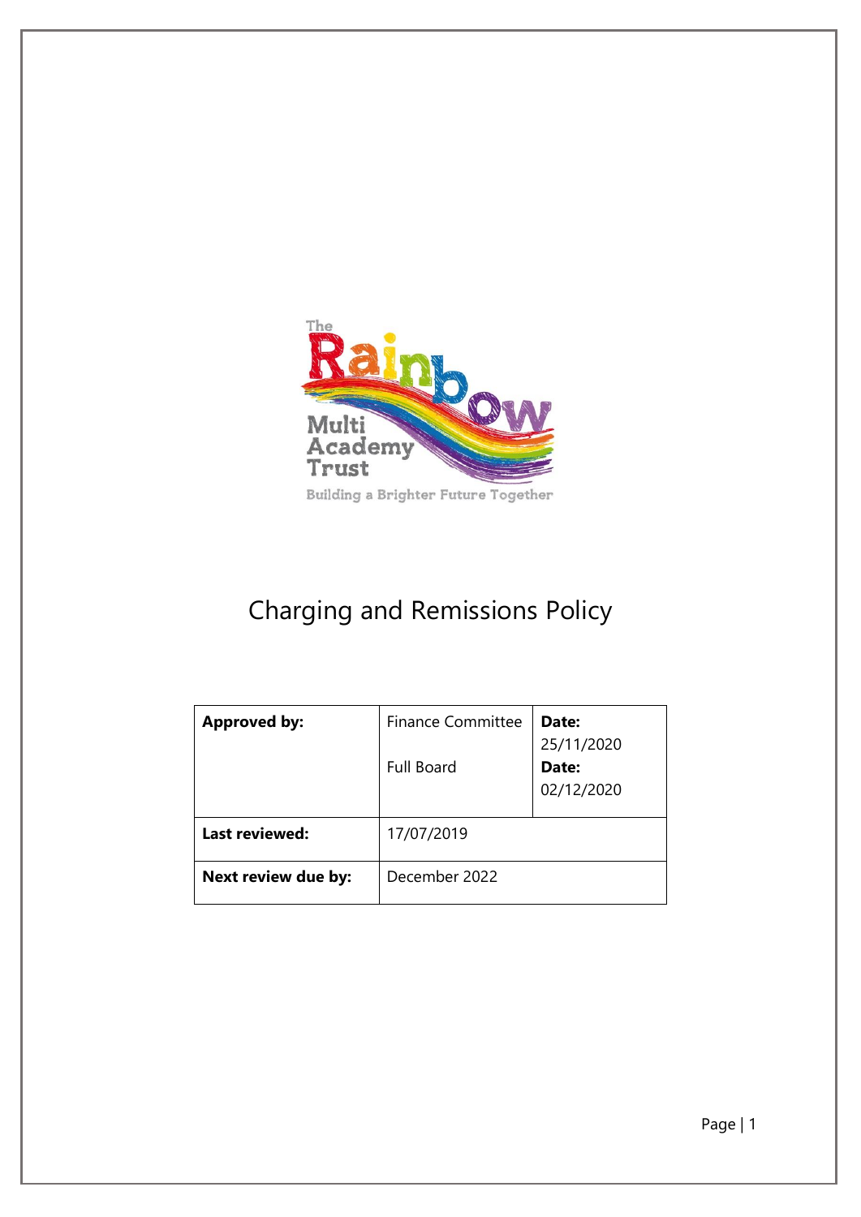# Charging and Remissions Policy

| **Approved by:** | Finance Committee<br><br>Full Board | **Date:** 25/11/2020<br>**Date:** 02/12/2020 |
|---|---|---|
| **Last reviewed:** | 17/07/2019 | |
| **Next review due by:** | December 2022 | |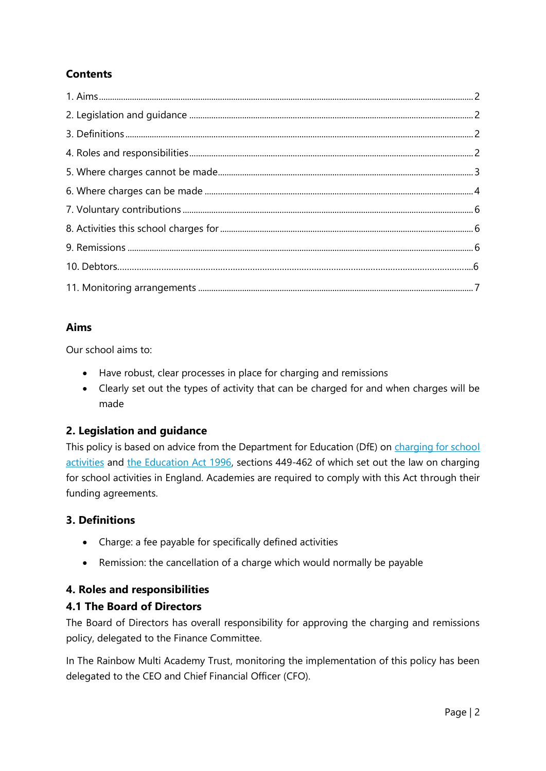## Contents

1. Aims ... 2
2. Legislation and guidance ... 2
3. Definitions ... 2
4. Roles and responsibilities ... 2
5. Where charges cannot be made ... 3
6. Where charges can be made ... 4
7. Voluntary contributions ... 6
8. Activities this school charges for ... 6
9. Remissions ... 6
10. Debtors ... 6
11. Monitoring arrangements ... 7

## Aims

Our school aims to:

- Have robust, clear processes in place for charging and remissions
- Clearly set out the types of activity that can be charged for and when charges will be made

## 2. Legislation and guidance

This policy is based on advice from the Department for Education (DfE) on charging for school activities and the Education Act 1996, sections 449-462 of which set out the law on charging for school activities in England. Academies are required to comply with this Act through their funding agreements.

## 3. Definitions

- Charge: a fee payable for specifically defined activities
- Remission: the cancellation of a charge which would normally be payable

## 4. Roles and responsibilities

### 4.1 The Board of Directors

The Board of Directors has overall responsibility for approving the charging and remissions policy, delegated to the Finance Committee.

In The Rainbow Multi Academy Trust, monitoring the implementation of this policy has been delegated to the CEO and Chief Financial Officer (CFO).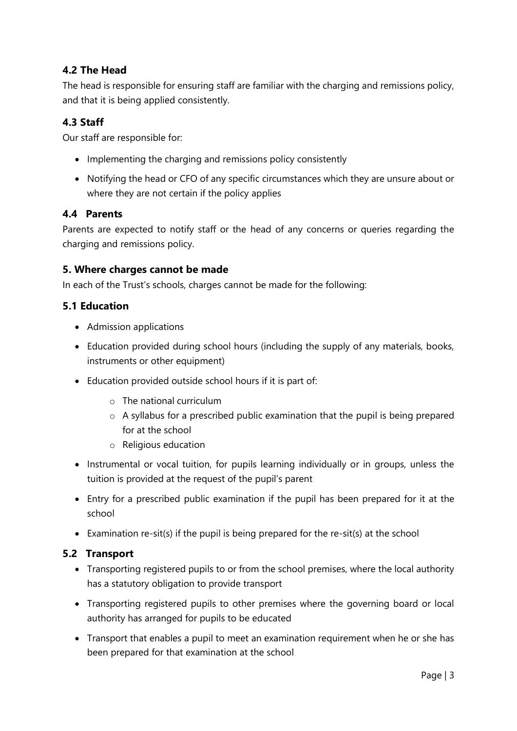### 4.2 The Head

The head is responsible for ensuring staff are familiar with the charging and remissions policy, and that it is being applied consistently.

### 4.3 Staff

Our staff are responsible for:

- Implementing the charging and remissions policy consistently
- Notifying the head or CFO of any specific circumstances which they are unsure about or where they are not certain if the policy applies

### 4.4 Parents

Parents are expected to notify staff or the head of any concerns or queries regarding the charging and remissions policy.

## 5. Where charges cannot be made

In each of the Trust's schools, charges cannot be made for the following:

### 5.1 Education

- Admission applications
- Education provided during school hours (including the supply of any materials, books, instruments or other equipment)
- Education provided outside school hours if it is part of:
  - The national curriculum
  - A syllabus for a prescribed public examination that the pupil is being prepared for at the school
  - Religious education
- Instrumental or vocal tuition, for pupils learning individually or in groups, unless the tuition is provided at the request of the pupil's parent
- Entry for a prescribed public examination if the pupil has been prepared for it at the school
- Examination re-sit(s) if the pupil is being prepared for the re-sit(s) at the school

### 5.2 Transport

- Transporting registered pupils to or from the school premises, where the local authority has a statutory obligation to provide transport
- Transporting registered pupils to other premises where the governing board or local authority has arranged for pupils to be educated
- Transport that enables a pupil to meet an examination requirement when he or she has been prepared for that examination at the school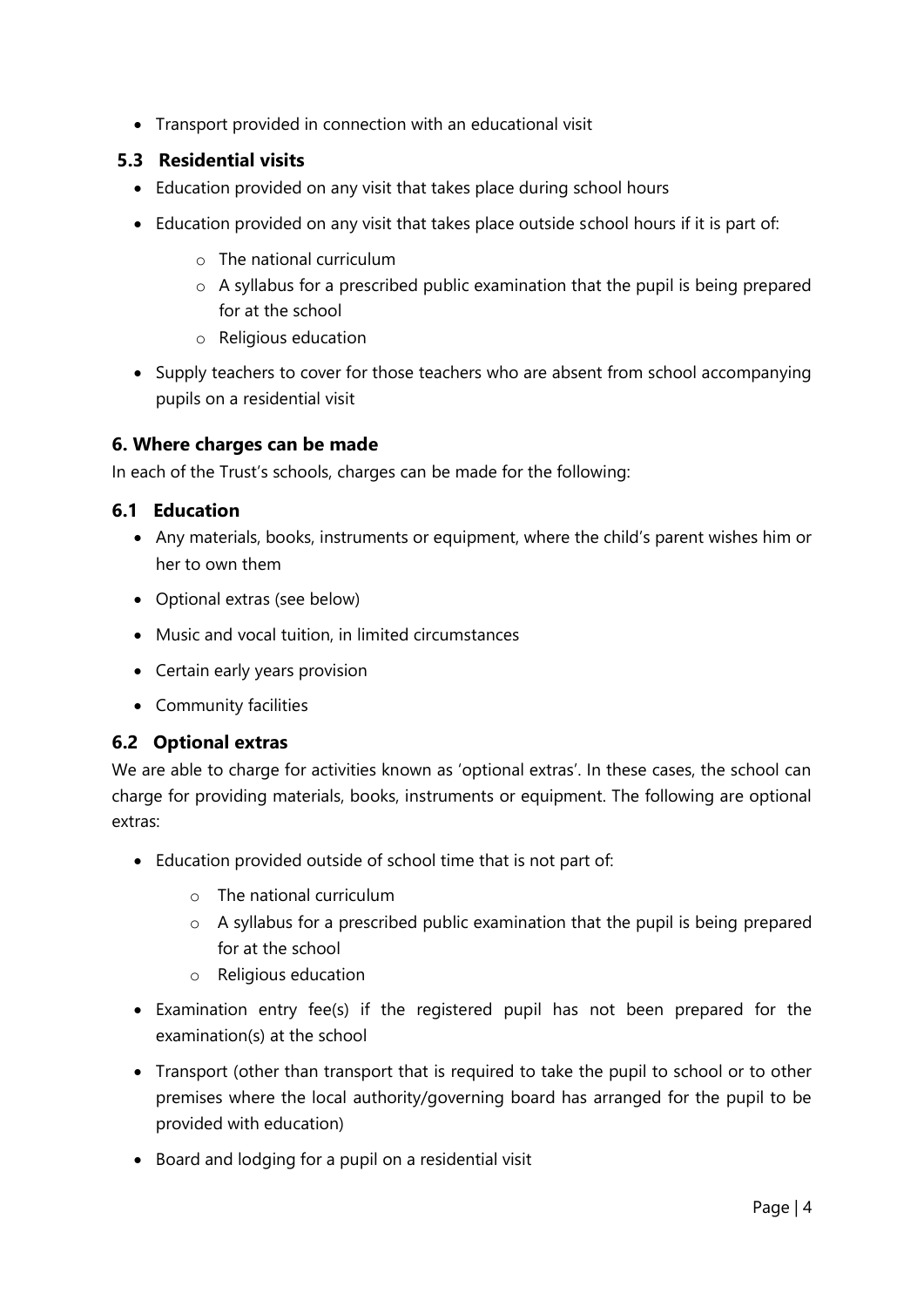- Transport provided in connection with an educational visit

### 5.3 Residential visits

- Education provided on any visit that takes place during school hours
- Education provided on any visit that takes place outside school hours if it is part of:
  - The national curriculum
  - A syllabus for a prescribed public examination that the pupil is being prepared for at the school
  - Religious education
- Supply teachers to cover for those teachers who are absent from school accompanying pupils on a residential visit

## 6. Where charges can be made

In each of the Trust's schools, charges can be made for the following:

### 6.1 Education

- Any materials, books, instruments or equipment, where the child's parent wishes him or her to own them
- Optional extras (see below)
- Music and vocal tuition, in limited circumstances
- Certain early years provision
- Community facilities

### 6.2 Optional extras

We are able to charge for activities known as 'optional extras'. In these cases, the school can charge for providing materials, books, instruments or equipment. The following are optional extras:

- Education provided outside of school time that is not part of:
  - The national curriculum
  - A syllabus for a prescribed public examination that the pupil is being prepared for at the school
  - Religious education
- Examination entry fee(s) if the registered pupil has not been prepared for the examination(s) at the school
- Transport (other than transport that is required to take the pupil to school or to other premises where the local authority/governing board has arranged for the pupil to be provided with education)
- Board and lodging for a pupil on a residential visit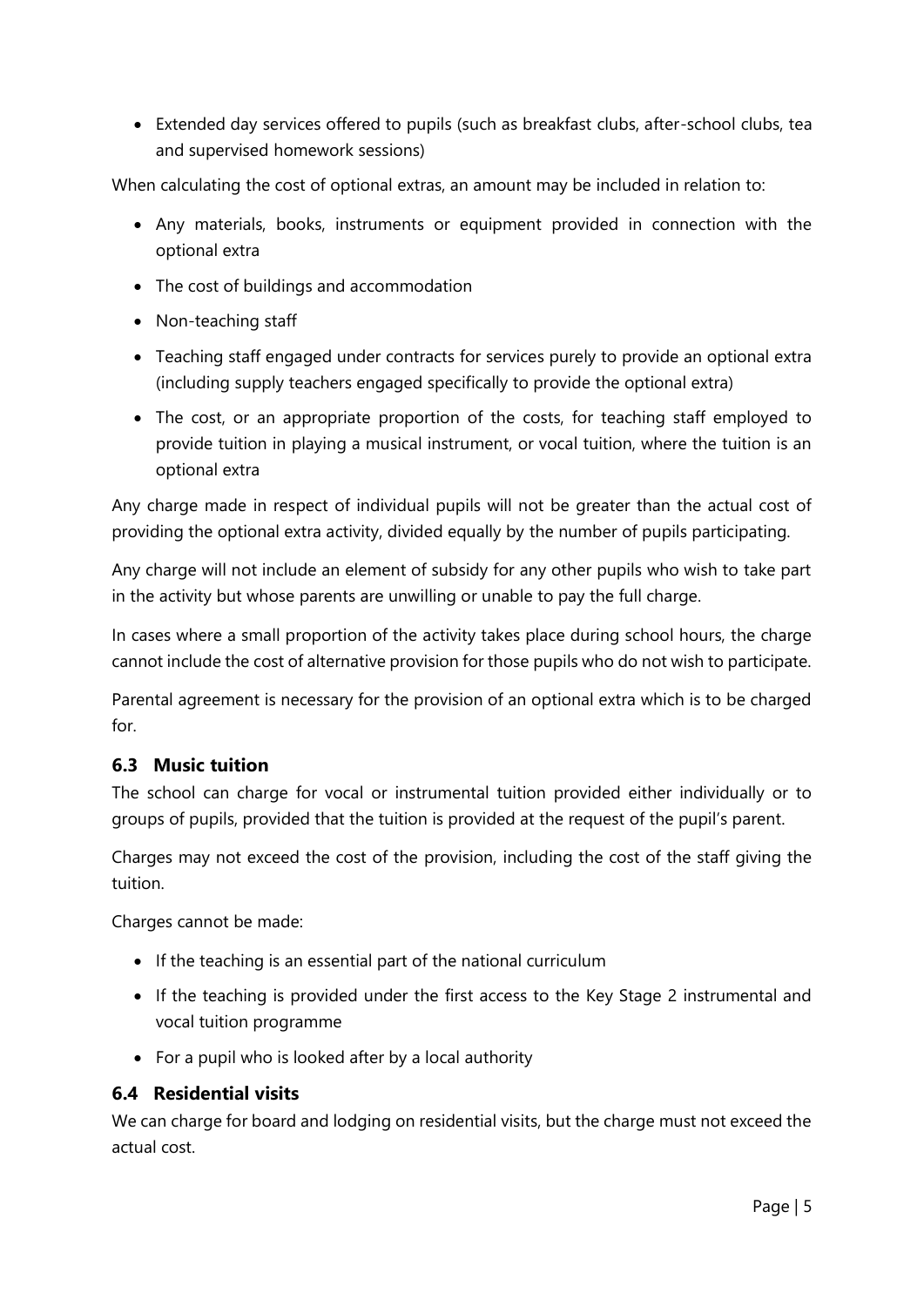- Extended day services offered to pupils (such as breakfast clubs, after-school clubs, tea and supervised homework sessions)

When calculating the cost of optional extras, an amount may be included in relation to:

- Any materials, books, instruments or equipment provided in connection with the optional extra
- The cost of buildings and accommodation
- Non-teaching staff
- Teaching staff engaged under contracts for services purely to provide an optional extra (including supply teachers engaged specifically to provide the optional extra)
- The cost, or an appropriate proportion of the costs, for teaching staff employed to provide tuition in playing a musical instrument, or vocal tuition, where the tuition is an optional extra

Any charge made in respect of individual pupils will not be greater than the actual cost of providing the optional extra activity, divided equally by the number of pupils participating.

Any charge will not include an element of subsidy for any other pupils who wish to take part in the activity but whose parents are unwilling or unable to pay the full charge.

In cases where a small proportion of the activity takes place during school hours, the charge cannot include the cost of alternative provision for those pupils who do not wish to participate.

Parental agreement is necessary for the provision of an optional extra which is to be charged for.

### 6.3 Music tuition

The school can charge for vocal or instrumental tuition provided either individually or to groups of pupils, provided that the tuition is provided at the request of the pupil's parent.

Charges may not exceed the cost of the provision, including the cost of the staff giving the tuition.

Charges cannot be made:

- If the teaching is an essential part of the national curriculum
- If the teaching is provided under the first access to the Key Stage 2 instrumental and vocal tuition programme
- For a pupil who is looked after by a local authority

### 6.4 Residential visits

We can charge for board and lodging on residential visits, but the charge must not exceed the actual cost.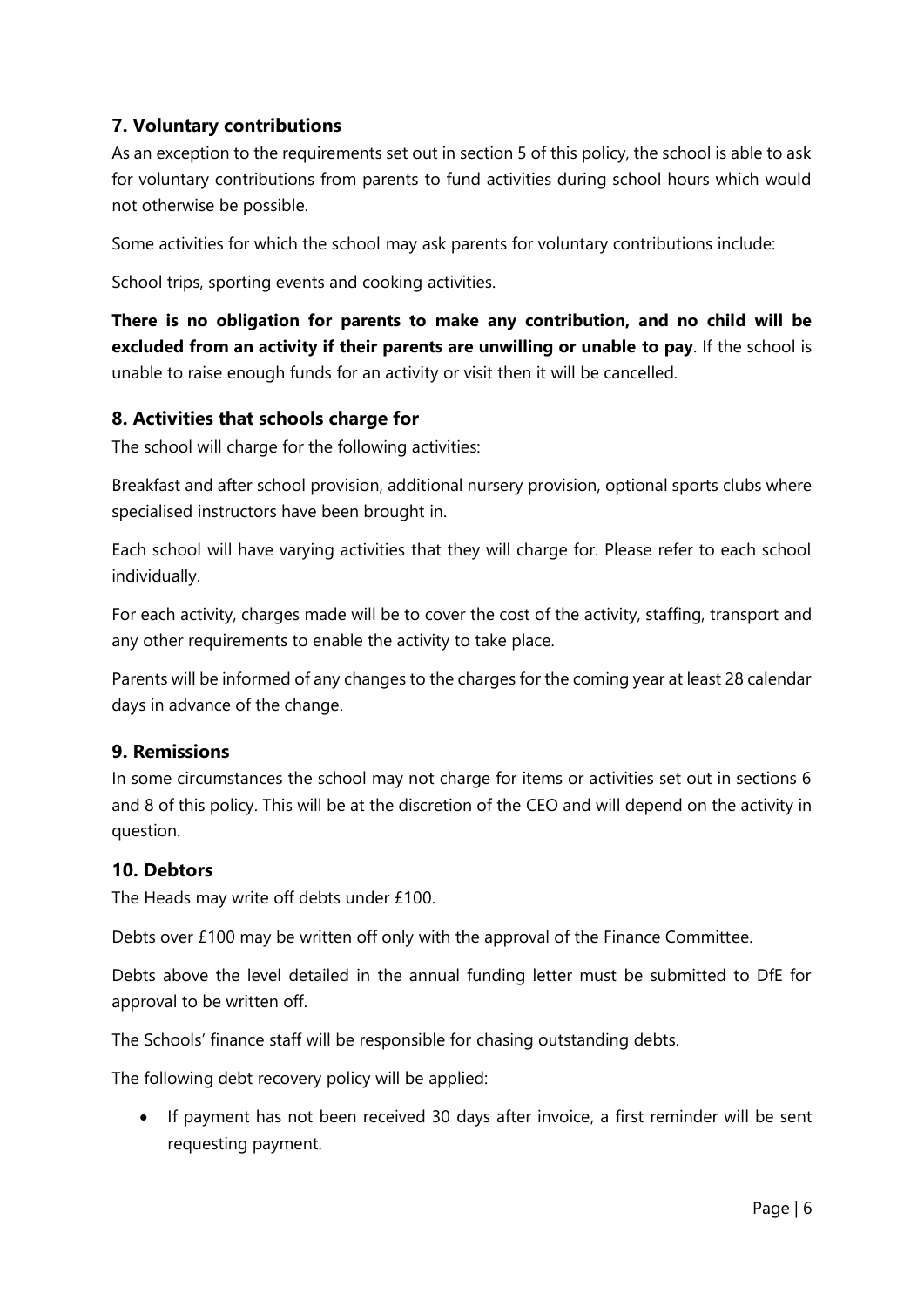## 7. Voluntary contributions

As an exception to the requirements set out in section 5 of this policy, the school is able to ask for voluntary contributions from parents to fund activities during school hours which would not otherwise be possible.

Some activities for which the school may ask parents for voluntary contributions include:

School trips, sporting events and cooking activities.

**There is no obligation for parents to make any contribution, and no child will be excluded from an activity if their parents are unwilling or unable to pay**. If the school is unable to raise enough funds for an activity or visit then it will be cancelled.

## 8. Activities that schools charge for

The school will charge for the following activities:

Breakfast and after school provision, additional nursery provision, optional sports clubs where specialised instructors have been brought in.

Each school will have varying activities that they will charge for. Please refer to each school individually.

For each activity, charges made will be to cover the cost of the activity, staffing, transport and any other requirements to enable the activity to take place.

Parents will be informed of any changes to the charges for the coming year at least 28 calendar days in advance of the change.

## 9. Remissions

In some circumstances the school may not charge for items or activities set out in sections 6 and 8 of this policy. This will be at the discretion of the CEO and will depend on the activity in question.

## 10. Debtors

The Heads may write off debts under £100.

Debts over £100 may be written off only with the approval of the Finance Committee.

Debts above the level detailed in the annual funding letter must be submitted to DfE for approval to be written off.

The Schools' finance staff will be responsible for chasing outstanding debts.

The following debt recovery policy will be applied:

- If payment has not been received 30 days after invoice, a first reminder will be sent requesting payment.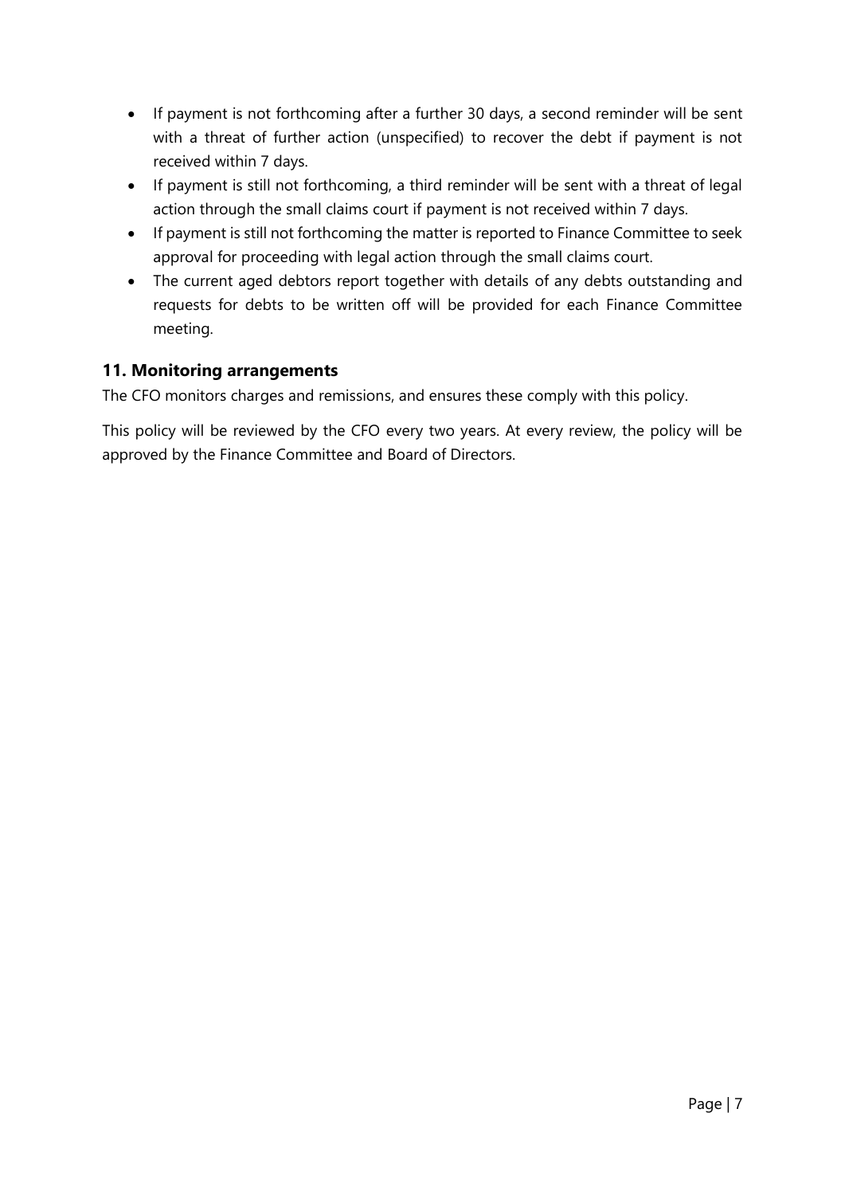- If payment is not forthcoming after a further 30 days, a second reminder will be sent with a threat of further action (unspecified) to recover the debt if payment is not received within 7 days.
- If payment is still not forthcoming, a third reminder will be sent with a threat of legal action through the small claims court if payment is not received within 7 days.
- If payment is still not forthcoming the matter is reported to Finance Committee to seek approval for proceeding with legal action through the small claims court.
- The current aged debtors report together with details of any debts outstanding and requests for debts to be written off will be provided for each Finance Committee meeting.

## 11. Monitoring arrangements

The CFO monitors charges and remissions, and ensures these comply with this policy.

This policy will be reviewed by the CFO every two years. At every review, the policy will be approved by the Finance Committee and Board of Directors.